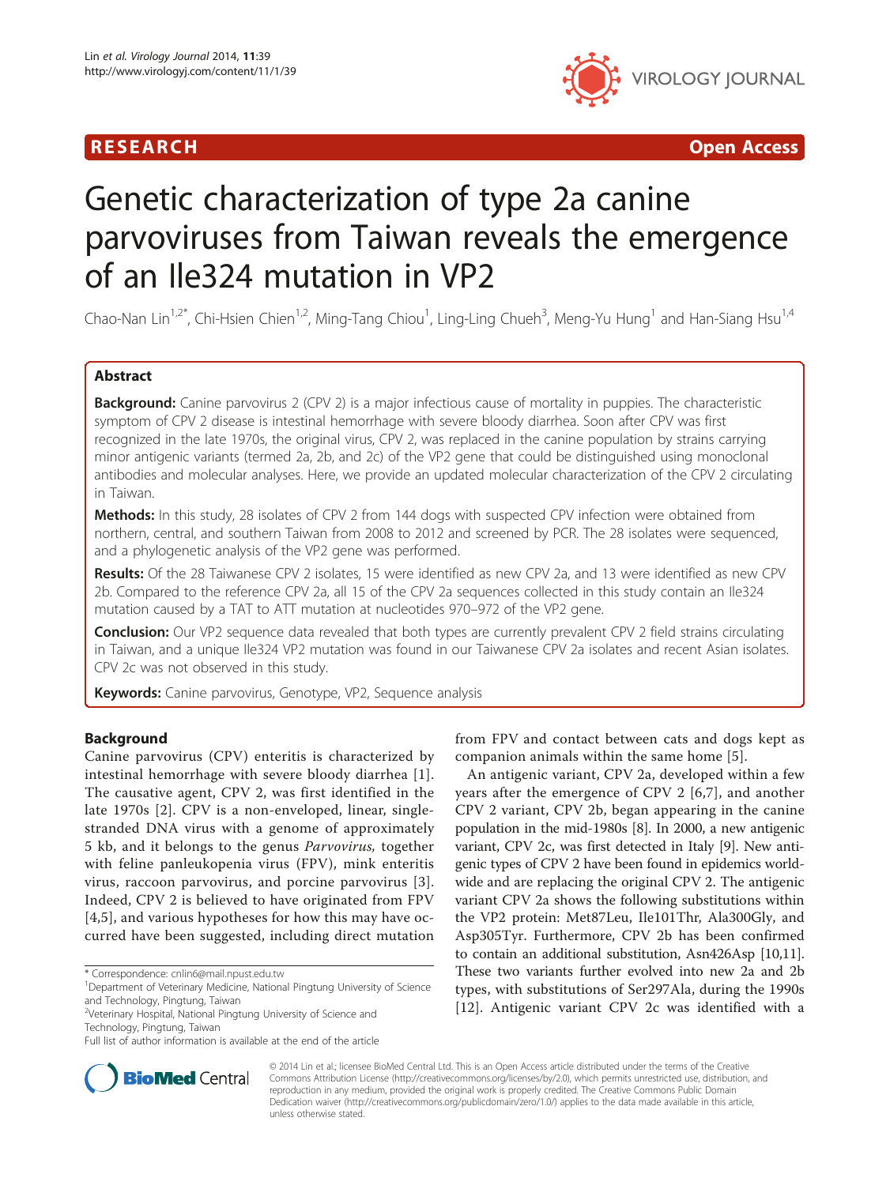RESEARCH Open Access

# Genetic characterization of type 2a canine parvoviruses from Taiwan reveals the emergence of an Ile324 mutation in VP2

Chao-Nan Lin[1,2*], Chi-Hsien Chien[1,2], Ming-Tang Chiou[1], Ling-Ling Chueh[3], Meng-Yu Hung[1] and Han-Siang Hsu[1,4]

## Abstract

**Background:** Canine parvovirus 2 (CPV 2) is a major infectious cause of mortality in puppies. The characteristic symptom of CPV 2 disease is intestinal hemorrhage with severe bloody diarrhea. Soon after CPV was first recognized in the late 1970s, the original virus, CPV 2, was replaced in the canine population by strains carrying minor antigenic variants (termed 2a, 2b, and 2c) of the VP2 gene that could be distinguished using monoclonal antibodies and molecular analyses. Here, we provide an updated molecular characterization of the CPV 2 circulating in Taiwan.

**Methods:** In this study, 28 isolates of CPV 2 from 144 dogs with suspected CPV infection were obtained from northern, central, and southern Taiwan from 2008 to 2012 and screened by PCR. The 28 isolates were sequenced, and a phylogenetic analysis of the VP2 gene was performed.

**Results:** Of the 28 Taiwanese CPV 2 isolates, 15 were identified as new CPV 2a, and 13 were identified as new CPV 2b. Compared to the reference CPV 2a, all 15 of the CPV 2a sequences collected in this study contain an Ile324 mutation caused by a TAT to ATT mutation at nucleotides 970–972 of the VP2 gene.

**Conclusion:** Our VP2 sequence data revealed that both types are currently prevalent CPV 2 field strains circulating in Taiwan, and a unique Ile324 VP2 mutation was found in our Taiwanese CPV 2a isolates and recent Asian isolates. CPV 2c was not observed in this study.

**Keywords:** Canine parvovirus, Genotype, VP2, Sequence analysis

## Background

Canine parvovirus (CPV) enteritis is characterized by intestinal hemorrhage with severe bloody diarrhea [1]. The causative agent, CPV 2, was first identified in the late 1970s [2]. CPV is a non-enveloped, linear, single-stranded DNA virus with a genome of approximately 5 kb, and it belongs to the genus *Parvovirus,* together with feline panleukopenia virus (FPV), mink enteritis virus, raccoon parvovirus, and porcine parvovirus [3]. Indeed, CPV 2 is believed to have originated from FPV [4,5], and various hypotheses for how this may have occurred have been suggested, including direct mutation from FPV and contact between cats and dogs kept as companion animals within the same home [5].

An antigenic variant, CPV 2a, developed within a few years after the emergence of CPV 2 [6,7], and another CPV 2 variant, CPV 2b, began appearing in the canine population in the mid-1980s [8]. In 2000, a new antigenic variant, CPV 2c, was first detected in Italy [9]. New antigenic types of CPV 2 have been found in epidemics worldwide and are replacing the original CPV 2. The antigenic variant CPV 2a shows the following substitutions within the VP2 protein: Met87Leu, Ile101Thr, Ala300Gly, and Asp305Tyr. Furthermore, CPV 2b has been confirmed to contain an additional substitution, Asn426Asp [10,11]. These two variants further evolved into new 2a and 2b types, with substitutions of Ser297Ala, during the 1990s [12]. Antigenic variant CPV 2c was identified with a

\* Correspondence: cnlin6@mail.npust.edu.tw
[1]Department of Veterinary Medicine, National Pingtung University of Science and Technology, Pingtung, Taiwan
[2]Veterinary Hospital, National Pingtung University of Science and Technology, Pingtung, Taiwan
Full list of author information is available at the end of the article

© 2014 Lin et al.; licensee BioMed Central Ltd. This is an Open Access article distributed under the terms of the Creative Commons Attribution License (http://creativecommons.org/licenses/by/2.0), which permits unrestricted use, distribution, and reproduction in any medium, provided the original work is properly credited. The Creative Commons Public Domain Dedication waiver (http://creativecommons.org/publicdomain/zero/1.0/) applies to the data made available in this article, unless otherwise stated.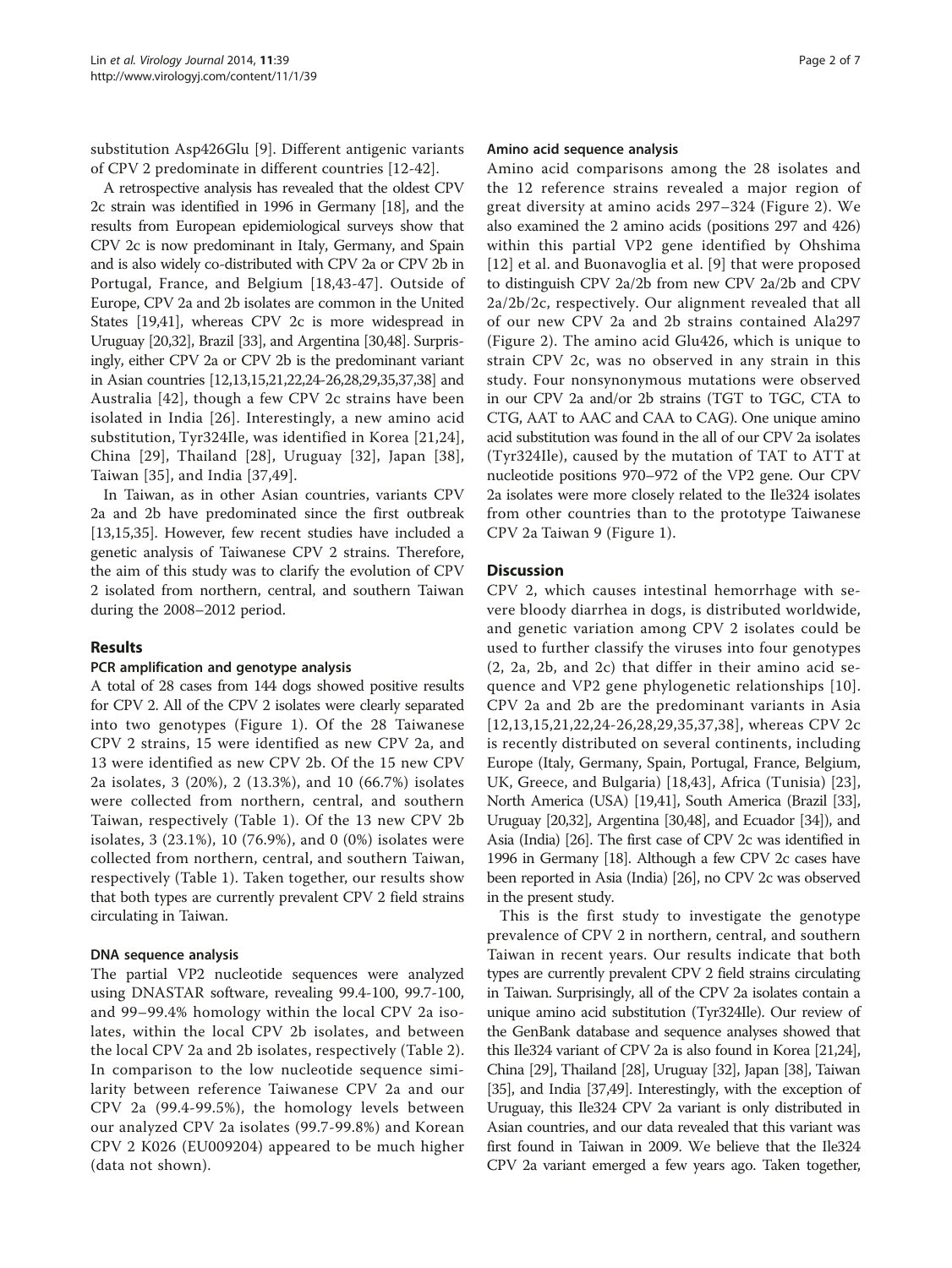substitution Asp426Glu [9]. Different antigenic variants of CPV 2 predominate in different countries [12-42].

A retrospective analysis has revealed that the oldest CPV 2c strain was identified in 1996 in Germany [18], and the results from European epidemiological surveys show that CPV 2c is now predominant in Italy, Germany, and Spain and is also widely co-distributed with CPV 2a or CPV 2b in Portugal, France, and Belgium [18,43-47]. Outside of Europe, CPV 2a and 2b isolates are common in the United States [19,41], whereas CPV 2c is more widespread in Uruguay [20,32], Brazil [33], and Argentina [30,48]. Surprisingly, either CPV 2a or CPV 2b is the predominant variant in Asian countries [12,13,15,21,22,24-26,28,29,35,37,38] and Australia [42], though a few CPV 2c strains have been isolated in India [26]. Interestingly, a new amino acid substitution, Tyr324Ile, was identified in Korea [21,24], China [29], Thailand [28], Uruguay [32], Japan [38], Taiwan [35], and India [37,49].

In Taiwan, as in other Asian countries, variants CPV 2a and 2b have predominated since the first outbreak [13,15,35]. However, few recent studies have included a genetic analysis of Taiwanese CPV 2 strains. Therefore, the aim of this study was to clarify the evolution of CPV 2 isolated from northern, central, and southern Taiwan during the 2008–2012 period.

## Results

### PCR amplification and genotype analysis

A total of 28 cases from 144 dogs showed positive results for CPV 2. All of the CPV 2 isolates were clearly separated into two genotypes (Figure 1). Of the 28 Taiwanese CPV 2 strains, 15 were identified as new CPV 2a, and 13 were identified as new CPV 2b. Of the 15 new CPV 2a isolates, 3 (20%), 2 (13.3%), and 10 (66.7%) isolates were collected from northern, central, and southern Taiwan, respectively (Table 1). Of the 13 new CPV 2b isolates, 3 (23.1%), 10 (76.9%), and 0 (0%) isolates were collected from northern, central, and southern Taiwan, respectively (Table 1). Taken together, our results show that both types are currently prevalent CPV 2 field strains circulating in Taiwan.

### DNA sequence analysis

The partial VP2 nucleotide sequences were analyzed using DNASTAR software, revealing 99.4-100, 99.7-100, and 99–99.4% homology within the local CPV 2a isolates, within the local CPV 2b isolates, and between the local CPV 2a and 2b isolates, respectively (Table 2). In comparison to the low nucleotide sequence similarity between reference Taiwanese CPV 2a and our CPV 2a (99.4-99.5%), the homology levels between our analyzed CPV 2a isolates (99.7-99.8%) and Korean CPV 2 K026 (EU009204) appeared to be much higher (data not shown).

### Amino acid sequence analysis

Amino acid comparisons among the 28 isolates and the 12 reference strains revealed a major region of great diversity at amino acids 297–324 (Figure 2). We also examined the 2 amino acids (positions 297 and 426) within this partial VP2 gene identified by Ohshima [12] et al. and Buonavoglia et al. [9] that were proposed to distinguish CPV 2a/2b from new CPV 2a/2b and CPV 2a/2b/2c, respectively. Our alignment revealed that all of our new CPV 2a and 2b strains contained Ala297 (Figure 2). The amino acid Glu426, which is unique to strain CPV 2c, was no observed in any strain in this study. Four nonsynonymous mutations were observed in our CPV 2a and/or 2b strains (TGT to TGC, CTA to CTG, AAT to AAC and CAA to CAG). One unique amino acid substitution was found in the all of our CPV 2a isolates (Tyr324Ile), caused by the mutation of TAT to ATT at nucleotide positions 970–972 of the VP2 gene. Our CPV 2a isolates were more closely related to the Ile324 isolates from other countries than to the prototype Taiwanese CPV 2a Taiwan 9 (Figure 1).

## Discussion

CPV 2, which causes intestinal hemorrhage with severe bloody diarrhea in dogs, is distributed worldwide, and genetic variation among CPV 2 isolates could be used to further classify the viruses into four genotypes (2, 2a, 2b, and 2c) that differ in their amino acid sequence and VP2 gene phylogenetic relationships [10]. CPV 2a and 2b are the predominant variants in Asia [12,13,15,21,22,24-26,28,29,35,37,38], whereas CPV 2c is recently distributed on several continents, including Europe (Italy, Germany, Spain, Portugal, France, Belgium, UK, Greece, and Bulgaria) [18,43], Africa (Tunisia) [23], North America (USA) [19,41], South America (Brazil [33], Uruguay [20,32], Argentina [30,48], and Ecuador [34]), and Asia (India) [26]. The first case of CPV 2c was identified in 1996 in Germany [18]. Although a few CPV 2c cases have been reported in Asia (India) [26], no CPV 2c was observed in the present study.

This is the first study to investigate the genotype prevalence of CPV 2 in northern, central, and southern Taiwan in recent years. Our results indicate that both types are currently prevalent CPV 2 field strains circulating in Taiwan. Surprisingly, all of the CPV 2a isolates contain a unique amino acid substitution (Tyr324Ile). Our review of the GenBank database and sequence analyses showed that this Ile324 variant of CPV 2a is also found in Korea [21,24], China [29], Thailand [28], Uruguay [32], Japan [38], Taiwan [35], and India [37,49]. Interestingly, with the exception of Uruguay, this Ile324 CPV 2a variant is only distributed in Asian countries, and our data revealed that this variant was first found in Taiwan in 2009. We believe that the Ile324 CPV 2a variant emerged a few years ago. Taken together,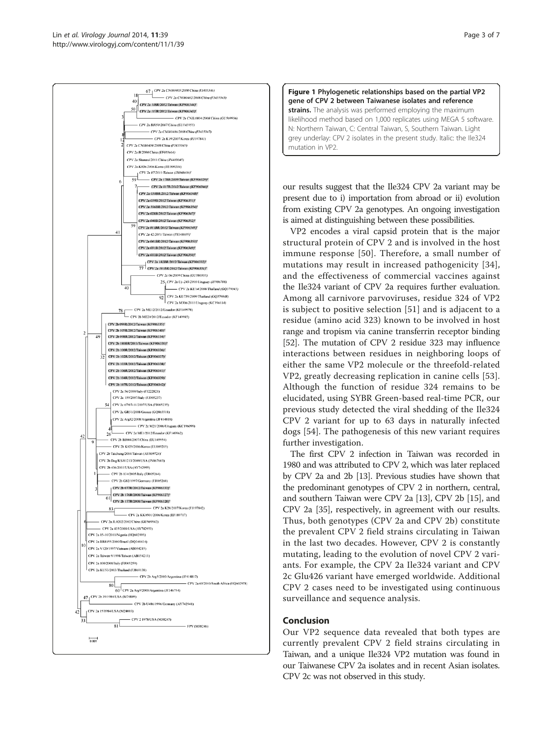**Figure 1 Phylogenetic relationships based on the partial VP2 gene of CPV 2 between Taiwanese isolates and reference strains.** The analysis was performed employing the maximum likelihood method based on 1,000 replicates using MEGA 5 software. N: Northern Taiwan, C: Central Taiwan, S, Southern Taiwan. Light grey underlay: CPV 2 isolates in the present study. Italic: the Ile324 mutation in VP2.

our results suggest that the Ile324 CPV 2a variant may be present due to i) importation from abroad or ii) evolution from existing CPV 2a genotypes. An ongoing investigation is aimed at distinguishing between these possibilities.

VP2 encodes a viral capsid protein that is the major structural protein of CPV 2 and is involved in the host immune response [50]. Therefore, a small number of mutations may result in increased pathogenicity [34], and the effectiveness of commercial vaccines against the Ile324 variant of CPV 2a requires further evaluation. Among all carnivore parvoviruses, residue 324 of VP2 is subject to positive selection [51] and is adjacent to a residue (amino acid 323) known to be involved in host range and tropism via canine transferrin receptor binding [52]. The mutation of CPV 2 residue 323 may influence interactions between residues in neighboring loops of either the same VP2 molecule or the threefold-related VP2, greatly decreasing replication in canine cells [53]. Although the function of residue 324 remains to be elucidated, using SYBR Green-based real-time PCR, our previous study detected the viral shedding of the Ile324 CPV 2 variant for up to 63 days in naturally infected dogs [54]. The pathogenesis of this new variant requires further investigation.

The first CPV 2 infection in Taiwan was recorded in 1980 and was attributed to CPV 2, which was later replaced by CPV 2a and 2b [13]. Previous studies have shown that the predominant genotypes of CPV 2 in northern, central, and southern Taiwan were CPV 2a [13], CPV 2b [15], and CPV 2a [35], respectively, in agreement with our results. Thus, both genotypes (CPV 2a and CPV 2b) constitute the prevalent CPV 2 field strains circulating in Taiwan in the last two decades. However, CPV 2 is constantly mutating, leading to the evolution of novel CPV 2 variants. For example, the CPV 2a Ile324 variant and CPV 2c Glu426 variant have emerged worldwide. Additional CPV 2 cases need to be investigated using continuous surveillance and sequence analysis.

## Conclusion

Our VP2 sequence data revealed that both types are currently prevalent CPV 2 field strains circulating in Taiwan, and a unique Ile324 VP2 mutation was found in our Taiwanese CPV 2a isolates and in recent Asian isolates. CPV 2c was not observed in this study.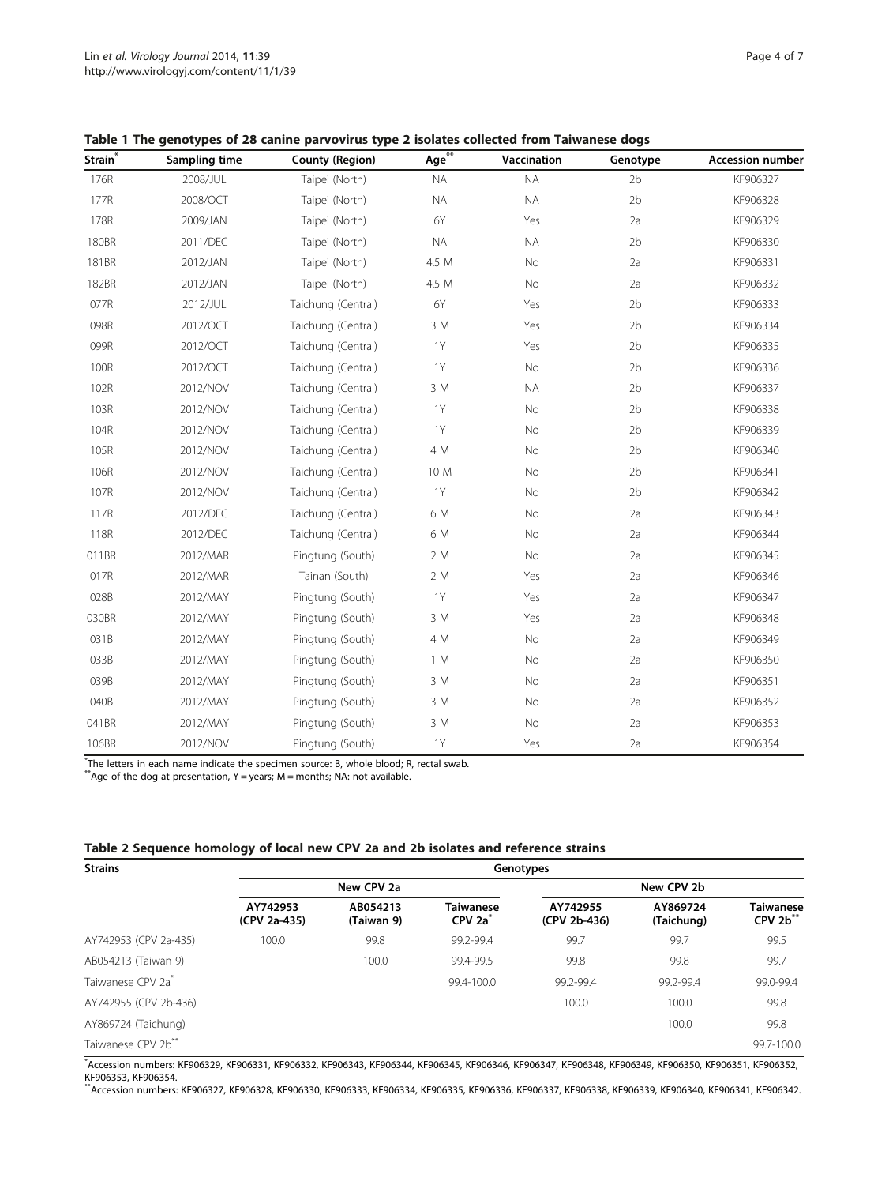**Table 1 The genotypes of 28 canine parvovirus type 2 isolates collected from Taiwanese dogs**

| Strain* | Sampling time | County (Region) | Age** | Vaccination | Genotype | Accession number |
|---|---|---|---|---|---|---|
| 176R | 2008/JUL | Taipei (North) | NA | NA | 2b | KF906327 |
| 177R | 2008/OCT | Taipei (North) | NA | NA | 2b | KF906328 |
| 178R | 2009/JAN | Taipei (North) | 6Y | Yes | 2a | KF906329 |
| 180BR | 2011/DEC | Taipei (North) | NA | NA | 2b | KF906330 |
| 181BR | 2012/JAN | Taipei (North) | 4.5 M | No | 2a | KF906331 |
| 182BR | 2012/JAN | Taipei (North) | 4.5 M | No | 2a | KF906332 |
| 077R | 2012/JUL | Taichung (Central) | 6Y | Yes | 2b | KF906333 |
| 098R | 2012/OCT | Taichung (Central) | 3 M | Yes | 2b | KF906334 |
| 099R | 2012/OCT | Taichung (Central) | 1Y | Yes | 2b | KF906335 |
| 100R | 2012/OCT | Taichung (Central) | 1Y | No | 2b | KF906336 |
| 102R | 2012/NOV | Taichung (Central) | 3 M | NA | 2b | KF906337 |
| 103R | 2012/NOV | Taichung (Central) | 1Y | No | 2b | KF906338 |
| 104R | 2012/NOV | Taichung (Central) | 1Y | No | 2b | KF906339 |
| 105R | 2012/NOV | Taichung (Central) | 4 M | No | 2b | KF906340 |
| 106R | 2012/NOV | Taichung (Central) | 10 M | No | 2b | KF906341 |
| 107R | 2012/NOV | Taichung (Central) | 1Y | No | 2b | KF906342 |
| 117R | 2012/DEC | Taichung (Central) | 6 M | No | 2a | KF906343 |
| 118R | 2012/DEC | Taichung (Central) | 6 M | No | 2a | KF906344 |
| 011BR | 2012/MAR | Pingtung (South) | 2 M | No | 2a | KF906345 |
| 017R | 2012/MAR | Tainan (South) | 2 M | Yes | 2a | KF906346 |
| 028B | 2012/MAY | Pingtung (South) | 1Y | Yes | 2a | KF906347 |
| 030BR | 2012/MAY | Pingtung (South) | 3 M | Yes | 2a | KF906348 |
| 031B | 2012/MAY | Pingtung (South) | 4 M | No | 2a | KF906349 |
| 033B | 2012/MAY | Pingtung (South) | 1 M | No | 2a | KF906350 |
| 039B | 2012/MAY | Pingtung (South) | 3 M | No | 2a | KF906351 |
| 040B | 2012/MAY | Pingtung (South) | 3 M | No | 2a | KF906352 |
| 041BR | 2012/MAY | Pingtung (South) | 3 M | No | 2a | KF906353 |
| 106BR | 2012/NOV | Pingtung (South) | 1Y | Yes | 2a | KF906354 |

*The letters in each name indicate the specimen source: B, whole blood; R, rectal swab.
**Age of the dog at presentation, Y = years; M = months; NA: not available.

**Table 2 Sequence homology of local new CPV 2a and 2b isolates and reference strains**

| Strains | Genotypes | | | | | |
|---|---|---|---|---|---|---|
| | New CPV 2a | | | New CPV 2b | | |
| | AY742953 (CPV 2a-435) | AB054213 (Taiwan 9) | Taiwanese CPV 2a* | AY742955 (CPV 2b-436) | AY869724 (Taichung) | Taiwanese CPV 2b** |
| AY742953 (CPV 2a-435) | 100.0 | 99.8 | 99.2-99.4 | 99.7 | 99.7 | 99.5 |
| AB054213 (Taiwan 9) | | 100.0 | 99.4-99.5 | 99.8 | 99.8 | 99.7 |
| Taiwanese CPV 2a* | | | 99.4-100.0 | 99.2-99.4 | 99.2-99.4 | 99.0-99.4 |
| AY742955 (CPV 2b-436) | | | | 100.0 | 100.0 | 99.8 |
| AY869724 (Taichung) | | | | | 100.0 | 99.8 |
| Taiwanese CPV 2b** | | | | | | 99.7-100.0 |

*Accession numbers: KF906329, KF906331, KF906332, KF906343, KF906344, KF906345, KF906346, KF906347, KF906348, KF906349, KF906350, KF906351, KF906352, KF906353, KF906354.
**Accession numbers: KF906327, KF906328, KF906330, KF906333, KF906334, KF906335, KF906336, KF906337, KF906338, KF906339, KF906340, KF906341, KF906342.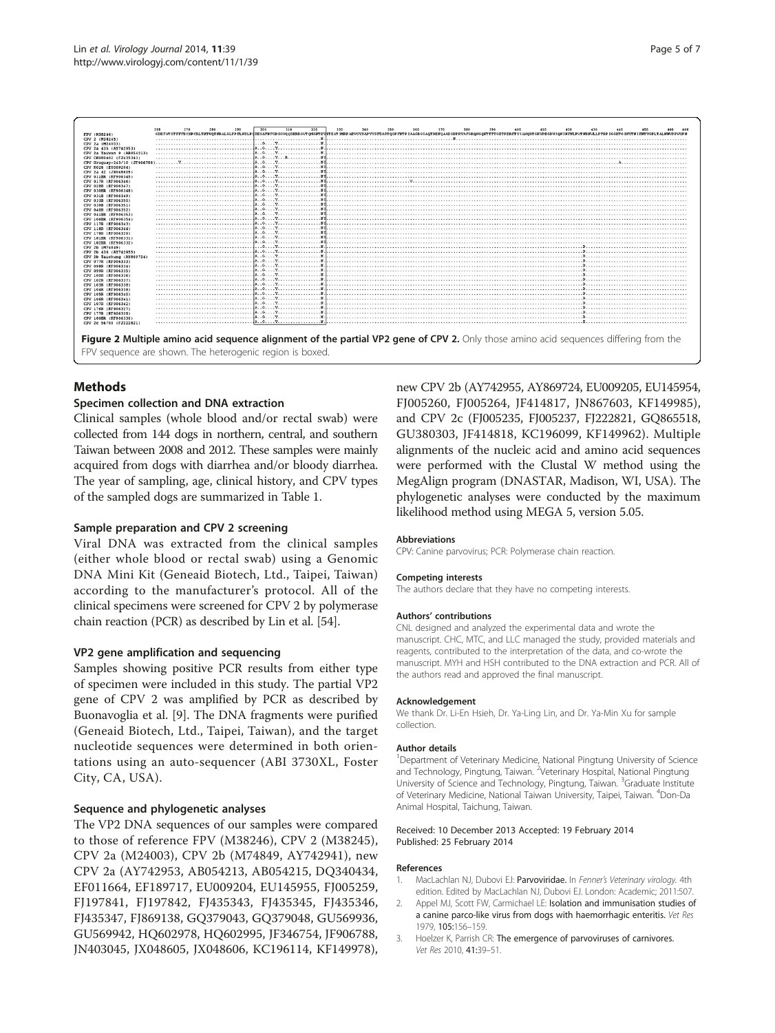Figure 2 Multiple amino acid sequence alignment of the partial VP2 gene of CPV 2. Only those amino acid sequences differing from the FPV sequence are shown. The heterogenic region is boxed.

## Methods

### Specimen collection and DNA extraction

Clinical samples (whole blood and/or rectal swab) were collected from 144 dogs in northern, central, and southern Taiwan between 2008 and 2012. These samples were mainly acquired from dogs with diarrhea and/or bloody diarrhea. The year of sampling, age, clinical history, and CPV types of the sampled dogs are summarized in Table 1.

### Sample preparation and CPV 2 screening

Viral DNA was extracted from the clinical samples (either whole blood or rectal swab) using a Genomic DNA Mini Kit (Geneaid Biotech, Ltd., Taipei, Taiwan) according to the manufacturer's protocol. All of the clinical specimens were screened for CPV 2 by polymerase chain reaction (PCR) as described by Lin et al. [54].

### VP2 gene amplification and sequencing

Samples showing positive PCR results from either type of specimen were included in this study. The partial VP2 gene of CPV 2 was amplified by PCR as described by Buonavoglia et al. [9]. The DNA fragments were purified (Geneaid Biotech, Ltd., Taipei, Taiwan), and the target nucleotide sequences were determined in both orientations using an auto-sequencer (ABI 3730XL, Foster City, CA, USA).

### Sequence and phylogenetic analyses

The VP2 DNA sequences of our samples were compared to those of reference FPV (M38246), CPV 2 (M38245), CPV 2a (M24003), CPV 2b (M74849, AY742941), new CPV 2a (AY742953, AB054213, AB054215, DQ340434, EF011664, EF189717, EU009204, EU145955, FJ005259, FJ197841, FJ197842, FJ435343, FJ435345, FJ435346, FJ435347, FJ869138, GQ379043, GQ379048, GU569936, GU569942, HQ602978, HQ602995, JF346754, JF906788, JN403045, JX048605, JX048606, KC196114, KF149978), new CPV 2b (AY742955, AY869724, EU009205, EU145954, FJ005260, FJ005264, JF414817, JN867603, KF149985), and CPV 2c (FJ005235, FJ005237, FJ222821, GQ865518, GU380303, JF414818, KC196099, KF149962). Multiple alignments of the nucleic acid and amino acid sequences were performed with the Clustal W method using the MegAlign program (DNASTAR, Madison, WI, USA). The phylogenetic analyses were conducted by the maximum likelihood method using MEGA 5, version 5.05.

#### Abbreviations

CPV: Canine parvovirus; PCR: Polymerase chain reaction.

#### Competing interests

The authors declare that they have no competing interests.

#### Authors' contributions

CNL designed and analyzed the experimental data and wrote the manuscript. CHC, MTC, and LLC managed the study, provided materials and reagents, contributed to the interpretation of the data, and co-wrote the manuscript. MYH and HSH contributed to the DNA extraction and PCR. All of the authors read and approved the final manuscript.

#### Acknowledgement

We thank Dr. Li-En Hsieh, Dr. Ya-Ling Lin, and Dr. Ya-Min Xu for sample collection.

#### Author details

[1]Department of Veterinary Medicine, National Pingtung University of Science and Technology, Pingtung, Taiwan. [2]Veterinary Hospital, National Pingtung University of Science and Technology, Pingtung, Taiwan. [3]Graduate Institute of Veterinary Medicine, National Taiwan University, Taipei, Taiwan. [4]Don-Da Animal Hospital, Taichung, Taiwan.

Received: 10 December 2013 Accepted: 19 February 2014
Published: 25 February 2014

#### References

1. MacLachlan NJ, Dubovi EJ: **Parvoviridae.** In *Fenner's Veterinary virology.* 4th edition. Edited by MacLachlan NJ, Dubovi EJ. London: Academic; 2011:507.
2. Appel MJ, Scott FW, Carmichael LE: **Isolation and immunisation studies of a canine parco-like virus from dogs with haemorrhagic enteritis.** *Vet Res* 1979, **105:**156–159.
3. Hoelzer K, Parrish CR: **The emergence of parvoviruses of carnivores.** *Vet Res* 2010, **41:**39–51.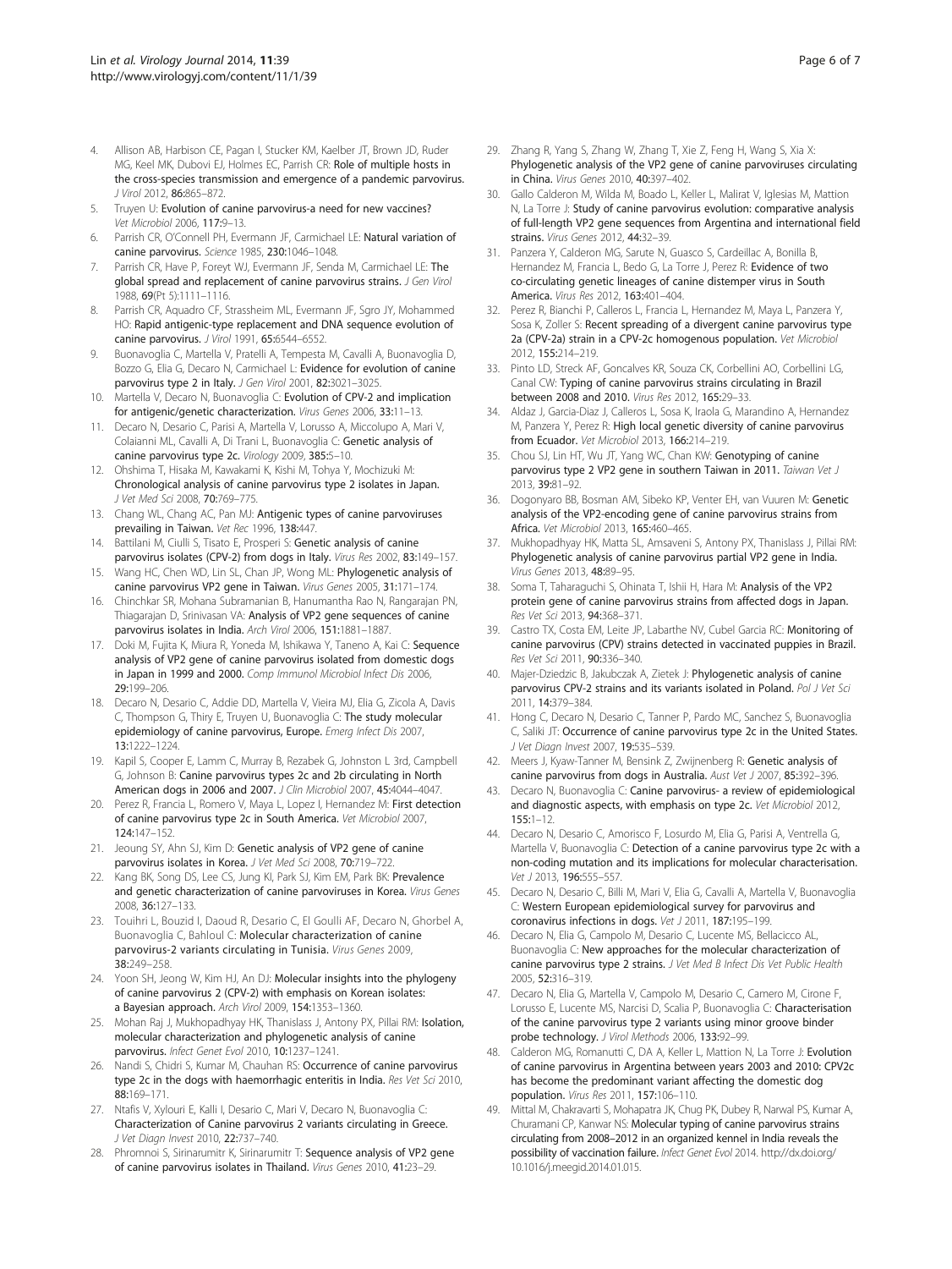4. Allison AB, Harbison CE, Pagan I, Stucker KM, Kaelber JT, Brown JD, Ruder MG, Keel MK, Dubovi EJ, Holmes EC, Parrish CR: **Role of multiple hosts in the cross-species transmission and emergence of a pandemic parvovirus.** *J Virol* 2012, **86:**865–872.
5. Truyen U: **Evolution of canine parvovirus-a need for new vaccines?** *Vet Microbiol* 2006, **117:**9–13.
6. Parrish CR, O'Connell PH, Evermann JF, Carmichael LE: **Natural variation of canine parvovirus.** *Science* 1985, **230:**1046–1048.
7. Parrish CR, Have P, Foreyt WJ, Evermann JF, Senda M, Carmichael LE: **The global spread and replacement of canine parvovirus strains.** *J Gen Virol* 1988, **69**(Pt 5):1111–1116.
8. Parrish CR, Aquadro CF, Strassheim ML, Evermann JF, Sgro JY, Mohammed HO: **Rapid antigenic-type replacement and DNA sequence evolution of canine parvovirus.** *J Virol* 1991, **65:**6544–6552.
9. Buonavoglia C, Martella V, Pratelli A, Tempesta M, Cavalli A, Buonavoglia D, Bozzo G, Elia G, Decaro N, Carmichael L: **Evidence for evolution of canine parvovirus type 2 in Italy.** *J Gen Virol* 2001, **82:**3021–3025.
10. Martella V, Decaro N, Buonavoglia C: **Evolution of CPV-2 and implication for antigenic/genetic characterization.** *Virus Genes* 2006, **33:**11–13.
11. Decaro N, Desario C, Parisi A, Martella V, Lorusso A, Miccolupo A, Mari V, Colaianni ML, Cavalli A, Di Trani L, Buonavoglia C: **Genetic analysis of canine parvovirus type 2c.** *Virology* 2009, **385:**5–10.
12. Ohshima T, Hisaka M, Kawakami K, Kishi M, Tohya Y, Mochizuki M: **Chronological analysis of canine parvovirus type 2 isolates in Japan.** *J Vet Med Sci* 2008, **70:**769–775.
13. Chang WL, Chang AC, Pan MJ: **Antigenic types of canine parvoviruses prevailing in Taiwan.** *Vet Rec* 1996, **138:**447.
14. Battilani M, Ciulli S, Tisato E, Prosperi S: **Genetic analysis of canine parvovirus isolates (CPV-2) from dogs in Italy.** *Virus Res* 2002, **83:**149–157.
15. Wang HC, Chen WD, Lin SL, Chan JP, Wong ML: **Phylogenetic analysis of canine parvovirus VP2 gene in Taiwan.** *Virus Genes* 2005, **31:**171–174.
16. Chinchkar SR, Mohana Subramanian B, Hanumantha Rao N, Rangarajan PN, Thiagarajan D, Srinivasan VA: **Analysis of VP2 gene sequences of canine parvovirus isolates in India.** *Arch Virol* 2006, **151:**1881–1887.
17. Doki M, Fujita K, Miura R, Yoneda M, Ishikawa Y, Taneno A, Kai C: **Sequence analysis of VP2 gene of canine parvovirus isolated from domestic dogs in Japan in 1999 and 2000.** *Comp Immunol Microbiol Infect Dis* 2006, **29:**199–206.
18. Decaro N, Desario C, Addie DD, Martella V, Vieira MJ, Elia G, Zicola A, Davis C, Thompson G, Thiry E, Truyen U, Buonavoglia C: **The study molecular epidemiology of canine parvovirus, Europe.** *Emerg Infect Dis* 2007, **13:**1222–1224.
19. Kapil S, Cooper E, Lamm C, Murray B, Rezabek G, Johnston L 3rd, Campbell G, Johnson B: **Canine parvovirus types 2c and 2b circulating in North American dogs in 2006 and 2007.** *J Clin Microbiol* 2007, **45:**4044–4047.
20. Perez R, Francia L, Romero V, Maya L, Lopez I, Hernandez M: **First detection of canine parvovirus type 2c in South America.** *Vet Microbiol* 2007, **124:**147–152.
21. Jeoung SY, Ahn SJ, Kim D: **Genetic analysis of VP2 gene of canine parvovirus isolates in Korea.** *J Vet Med Sci* 2008, **70:**719–722.
22. Kang BK, Song DS, Lee CS, Jung KI, Park SJ, Kim EM, Park BK: **Prevalence and genetic characterization of canine parvoviruses in Korea.** *Virus Genes* 2008, **36:**127–133.
23. Touihri L, Bouzid I, Daoud R, Desario C, El Goulli AF, Decaro N, Ghorbel A, Buonavoglia C, Bahloul C: **Molecular characterization of canine parvovirus-2 variants circulating in Tunisia.** *Virus Genes* 2009, **38:**249–258.
24. Yoon SH, Jeong W, Kim HJ, An DJ: **Molecular insights into the phylogeny of canine parvovirus 2 (CPV-2) with emphasis on Korean isolates: a Bayesian approach.** *Arch Virol* 2009, **154:**1353–1360.
25. Mohan Raj J, Mukhopadhyay HK, Thanislass J, Antony PX, Pillai RM: **Isolation, molecular characterization and phylogenetic analysis of canine parvovirus.** *Infect Genet Evol* 2010, **10:**1237–1241.
26. Nandi S, Chidri S, Kumar M, Chauhan RS: **Occurrence of canine parvovirus type 2c in the dogs with haemorrhagic enteritis in India.** *Res Vet Sci* 2010, **88:**169–171.
27. Ntafis V, Xylouri E, Kalli I, Desario C, Mari V, Decaro N, Buonavoglia C: **Characterization of Canine parvovirus 2 variants circulating in Greece.** *J Vet Diagn Invest* 2010, **22:**737–740.
28. Phromnoi S, Sirinarumitr K, Sirinarumitr T: **Sequence analysis of VP2 gene of canine parvovirus isolates in Thailand.** *Virus Genes* 2010, **41:**23–29.
29. Zhang R, Yang S, Zhang W, Zhang T, Xie Z, Feng H, Wang S, Xia X: **Phylogenetic analysis of the VP2 gene of canine parvoviruses circulating in China.** *Virus Genes* 2010, **40:**397–402.
30. Gallo Calderon M, Wilda M, Boado L, Keller L, Malirat V, Iglesias M, Mattion N, La Torre J: **Study of canine parvovirus evolution: comparative analysis of full-length VP2 gene sequences from Argentina and international field strains.** *Virus Genes* 2012, **44:**32–39.
31. Panzera Y, Calderon MG, Sarute N, Guasco S, Cardeillac A, Bonilla B, Hernandez M, Francia L, Bedo G, La Torre J, Perez R: **Evidence of two co-circulating genetic lineages of canine distemper virus in South America.** *Virus Res* 2012, **163:**401–404.
32. Perez R, Bianchi P, Calleros L, Francia L, Hernandez M, Maya L, Panzera Y, Sosa K, Zoller S: **Recent spreading of a divergent canine parvovirus type 2a (CPV-2a) strain in a CPV-2c homogenous population.** *Vet Microbiol* 2012, **155:**214–219.
33. Pinto LD, Streck AF, Goncalves KR, Souza CK, Corbellini AO, Corbellini LG, Canal CW: **Typing of canine parvovirus strains circulating in Brazil between 2008 and 2010.** *Virus Res* 2012, **165:**29–33.
34. Aldaz J, Garcia-Diaz J, Calleros L, Sosa K, Iraola G, Marandino A, Hernandez M, Panzera Y, Perez R: **High local genetic diversity of canine parvovirus from Ecuador.** *Vet Microbiol* 2013, **166:**214–219.
35. Chou SJ, Lin HT, Wu JT, Yang WC, Chan KW: **Genotyping of canine parvovirus type 2 VP2 gene in southern Taiwan in 2011.** *Taiwan Vet J* 2013, **39:**81–92.
36. Dogonyaro BB, Bosman AM, Sibeko KP, Venter EH, van Vuuren M: **Genetic analysis of the VP2-encoding gene of canine parvovirus strains from Africa.** *Vet Microbiol* 2013, **165:**460–465.
37. Mukhopadhyay HK, Matta SL, Amsaveni S, Antony PX, Thanislass J, Pillai RM: **Phylogenetic analysis of canine parvovirus partial VP2 gene in India.** *Virus Genes* 2013, **48:**89–95.
38. Soma T, Taharaguchi S, Ohinata T, Ishii H, Hara M: **Analysis of the VP2 protein gene of canine parvovirus strains from affected dogs in Japan.** *Res Vet Sci* 2013, **94:**368–371.
39. Castro TX, Costa EM, Leite JP, Labarthe NV, Cubel Garcia RC: **Monitoring of canine parvovirus (CPV) strains detected in vaccinated puppies in Brazil.** *Res Vet Sci* 2011, **90:**336–340.
40. Majer-Dziedzic B, Jakubczak A, Zietek J: **Phylogenetic analysis of canine parvovirus CPV-2 strains and its variants isolated in Poland.** *Pol J Vet Sci* 2011, **14:**379–384.
41. Hong C, Decaro N, Desario C, Tanner P, Pardo MC, Sanchez S, Buonavoglia C, Saliki JT: **Occurrence of canine parvovirus type 2c in the United States.** *J Vet Diagn Invest* 2007, **19:**535–539.
42. Meers J, Kyaw-Tanner M, Bensink Z, Zwijnenberg R: **Genetic analysis of canine parvovirus from dogs in Australia.** *Aust Vet J* 2007, **85:**392–396.
43. Decaro N, Buonavoglia C: **Canine parvovirus- a review of epidemiological and diagnostic aspects, with emphasis on type 2c.** *Vet Microbiol* 2012, **155:**1–12.
44. Decaro N, Desario C, Amorisco F, Losurdo M, Elia G, Parisi A, Ventrella G, Martella V, Buonavoglia C: **Detection of a canine parvovirus type 2c with a non-coding mutation and its implications for molecular characterisation.** *Vet J* 2013, **196:**555–557.
45. Decaro N, Desario C, Billi M, Mari V, Elia G, Cavalli A, Martella V, Buonavoglia C: **Western European epidemiological survey for parvovirus and coronavirus infections in dogs.** *Vet J* 2011, **187:**195–199.
46. Decaro N, Elia G, Campolo M, Desario C, Lucente MS, Bellacicco AL, Buonavoglia C: **New approaches for the molecular characterization of canine parvovirus type 2 strains.** *J Vet Med B Infect Dis Vet Public Health* 2005, **52:**316–319.
47. Decaro N, Elia G, Martella V, Campolo M, Desario C, Camero M, Cirone F, Lorusso E, Lucente MS, Narcisi D, Scalia P, Buonavoglia C: **Characterisation of the canine parvovirus type 2 variants using minor groove binder probe technology.** *J Virol Methods* 2006, **133:**92–99.
48. Calderon MG, Romanutti C, DA A, Keller L, Mattion N, La Torre J: **Evolution of canine parvovirus in Argentina between years 2003 and 2010: CPV2c has become the predominant variant affecting the domestic dog population.** *Virus Res* 2011, **157:**106–110.
49. Mittal M, Chakravarti S, Mohapatra JK, Chug PK, Dubey R, Narwal PS, Kumar A, Churamani CP, Kanwar NS: **Molecular typing of canine parvovirus strains circulating from 2008–2012 in an organized kennel in India reveals the possibility of vaccination failure.** *Infect Genet Evol* 2014. http://dx.doi.org/10.1016/j.meegid.2014.01.015.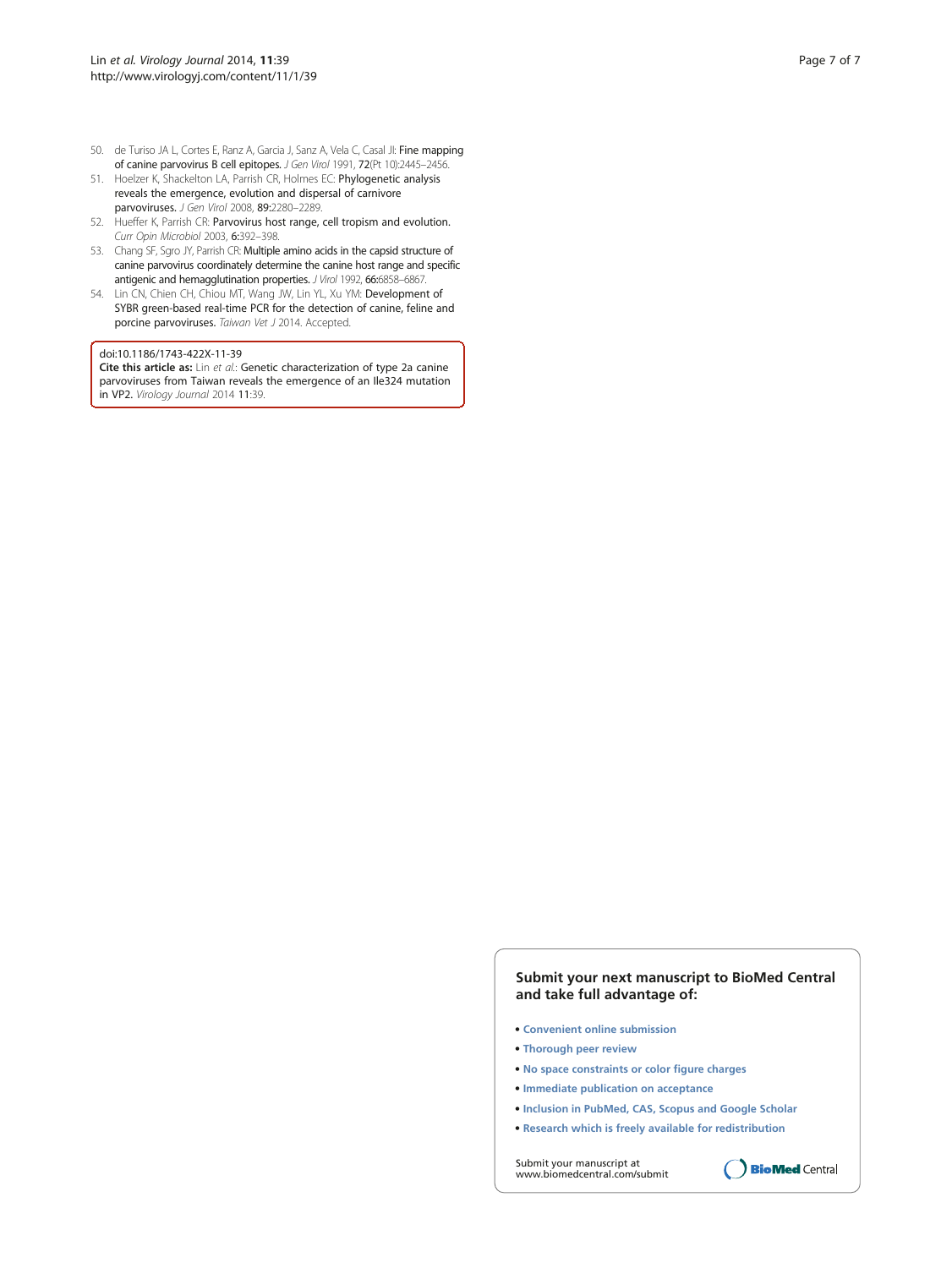50. de Turiso JA L, Cortes E, Ranz A, Garcia J, Sanz A, Vela C, Casal JI: **Fine mapping of canine parvovirus B cell epitopes.** *J Gen Virol* 1991, **72**(Pt 10):2445–2456.
51. Hoelzer K, Shackelton LA, Parrish CR, Holmes EC: **Phylogenetic analysis reveals the emergence, evolution and dispersal of carnivore parvoviruses.** *J Gen Virol* 2008, **89:**2280–2289.
52. Hueffer K, Parrish CR: **Parvovirus host range, cell tropism and evolution.** *Curr Opin Microbiol* 2003, **6:**392–398.
53. Chang SF, Sgro JY, Parrish CR: **Multiple amino acids in the capsid structure of canine parvovirus coordinately determine the canine host range and specific antigenic and hemagglutination properties.** *J Virol* 1992, **66:**6858–6867.
54. Lin CN, Chien CH, Chiou MT, Wang JW, Lin YL, Xu YM: **Development of SYBR green-based real-time PCR for the detection of canine, feline and porcine parvoviruses.** *Taiwan Vet J* 2014. Accepted.

doi:10.1186/1743-422X-11-39
**Cite this article as:** Lin *et al.*: Genetic characterization of type 2a canine parvoviruses from Taiwan reveals the emergence of an Ile324 mutation in VP2. *Virology Journal* 2014 **11**:39.

**Submit your next manuscript to BioMed Central and take full advantage of:**

- **Convenient online submission**
- **Thorough peer review**
- **No space constraints or color figure charges**
- **Immediate publication on acceptance**
- **Inclusion in PubMed, CAS, Scopus and Google Scholar**
- **Research which is freely available for redistribution**

Submit your manuscript at
www.biomedcentral.com/submit

BioMed Central